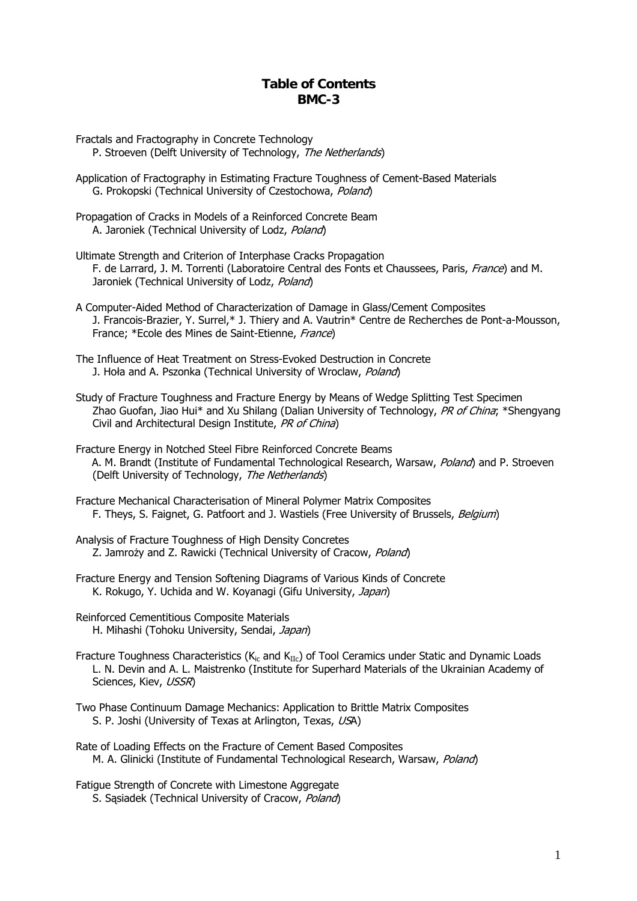# Table of Contents
## BMC-3

Fractals and Fractography in Concrete Technology
P. Stroeven (Delft University of Technology, *The Netherlands*)

Application of Fractography in Estimating Fracture Toughness of Cement-Based Materials
G. Prokopski (Technical University of Czestochowa, *Poland*)

Propagation of Cracks in Models of a Reinforced Concrete Beam
A. Jaroniek (Technical University of Lodz, *Poland*)

Ultimate Strength and Criterion of Interphase Cracks Propagation
F. de Larrard, J. M. Torrenti (Laboratoire Central des Fonts et Chaussees, Paris, *France*) and M. Jaroniek (Technical University of Lodz, *Poland*)

A Computer-Aided Method of Characterization of Damage in Glass/Cement Composites
J. Francois-Brazier, Y. Surrel,* J. Thiery and A. Vautrin* Centre de Recherches de Pont-a-Mousson, France; *Ecole des Mines de Saint-Etienne, *France*)

The Influence of Heat Treatment on Stress-Evoked Destruction in Concrete
J. Hoła and A. Pszonka (Technical University of Wroclaw, *Poland*)

Study of Fracture Toughness and Fracture Energy by Means of Wedge Splitting Test Specimen
Zhao Guofan, Jiao Hui* and Xu Shilang (Dalian University of Technology, *PR of China*; *Shengyang Civil and Architectural Design Institute, *PR of China*)

Fracture Energy in Notched Steel Fibre Reinforced Concrete Beams
A. M. Brandt (Institute of Fundamental Technological Research, Warsaw, *Poland*) and P. Stroeven (Delft University of Technology, *The Netherlands*)

Fracture Mechanical Characterisation of Mineral Polymer Matrix Composites
F. Theys, S. Faignet, G. Patfoort and J. Wastiels (Free University of Brussels, *Belgium*)

Analysis of Fracture Toughness of High Density Concretes
Z. Jamroży and Z. Rawicki (Technical University of Cracow, *Poland*)

Fracture Energy and Tension Softening Diagrams of Various Kinds of Concrete
K. Rokugo, Y. Uchida and W. Koyanagi (Gifu University, *Japan*)

Reinforced Cementitious Composite Materials
H. Mihashi (Tohoku University, Sendai, *Japan*)

Fracture Toughness Characteristics ($K_{Ic}$ and $K_{IIc}$) of Tool Ceramics under Static and Dynamic Loads
L. N. Devin and A. L. Maistrenko (Institute for Superhard Materials of the Ukrainian Academy of Sciences, Kiev, *USSR*)

Two Phase Continuum Damage Mechanics: Application to Brittle Matrix Composites
S. P. Joshi (University of Texas at Arlington, Texas, *US*A)

Rate of Loading Effects on the Fracture of Cement Based Composites
M. A. Glinicki (Institute of Fundamental Technological Research, Warsaw, *Poland*)

Fatigue Strength of Concrete with Limestone Aggregate
S. Sąsiadek (Technical University of Cracow, *Poland*)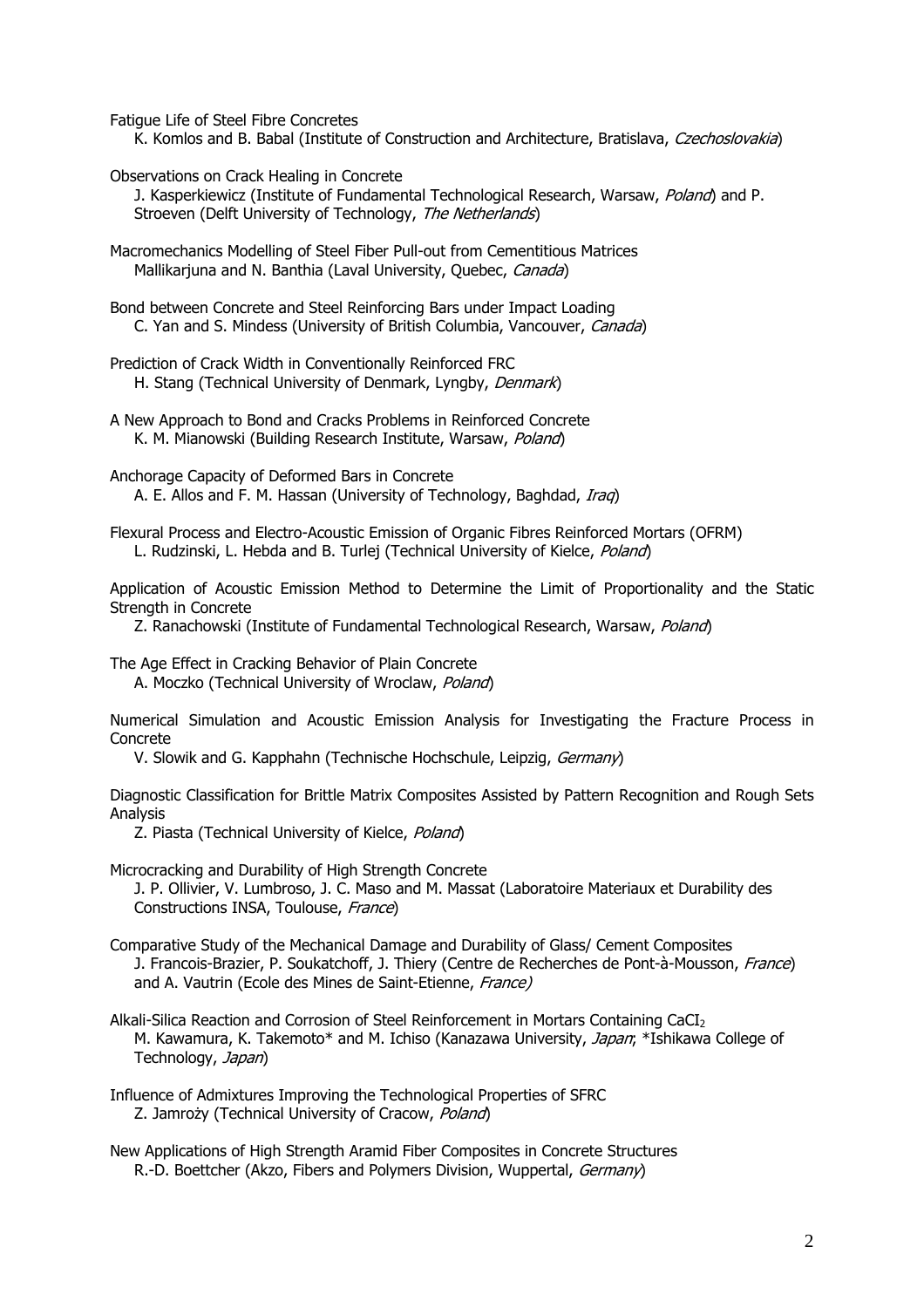Fatigue Life of Steel Fibre Concretes
K. Komlos and B. Babal (Institute of Construction and Architecture, Bratislava, *Czechoslovakia*)

Observations on Crack Healing in Concrete
J. Kasperkiewicz (Institute of Fundamental Technological Research, Warsaw, *Poland*) and P. Stroeven (Delft University of Technology, *The Netherlands*)

Macromechanics Modelling of Steel Fiber Pull-out from Cementitious Matrices
Mallikarjuna and N. Banthia (Laval University, Quebec, *Canada*)

Bond between Concrete and Steel Reinforcing Bars under Impact Loading
C. Yan and S. Mindess (University of British Columbia, Vancouver, *Canada*)

Prediction of Crack Width in Conventionally Reinforced FRC
H. Stang (Technical University of Denmark, Lyngby, *Denmark*)

A New Approach to Bond and Cracks Problems in Reinforced Concrete
K. M. Mianowski (Building Research Institute, Warsaw, *Poland*)

Anchorage Capacity of Deformed Bars in Concrete
A. E. Allos and F. M. Hassan (University of Technology, Baghdad, *Iraq*)

Flexural Process and Electro-Acoustic Emission of Organic Fibres Reinforced Mortars (OFRM)
L. Rudzinski, L. Hebda and B. Turlej (Technical University of Kielce, *Poland*)

Application of Acoustic Emission Method to Determine the Limit of Proportionality and the Static Strength in Concrete
Z. Ranachowski (Institute of Fundamental Technological Research, Warsaw, *Poland*)

The Age Effect in Cracking Behavior of Plain Concrete
A. Moczko (Technical University of Wroclaw, *Poland*)

Numerical Simulation and Acoustic Emission Analysis for Investigating the Fracture Process in Concrete
V. Slowik and G. Kapphahn (Technische Hochschule, Leipzig, *Germany*)

Diagnostic Classification for Brittle Matrix Composites Assisted by Pattern Recognition and Rough Sets Analysis
Z. Piasta (Technical University of Kielce, *Poland*)

Microcracking and Durability of High Strength Concrete
J. P. Ollivier, V. Lumbroso, J. C. Maso and M. Massat (Laboratoire Materiaux et Durability des Constructions INSA, Toulouse, *France*)

Comparative Study of the Mechanical Damage and Durability of Glass/ Cement Composites
J. Francois-Brazier, P. Soukatchoff, J. Thiery (Centre de Recherches de Pont-à-Mousson, *France*) and A. Vautrin (Ecole des Mines de Saint-Etienne, *France)*

Alkali-Silica Reaction and Corrosion of Steel Reinforcement in Mortars Containing $CaCl_2$
M. Kawamura, K. Takemoto* and M. Ichiso (Kanazawa University, *Japan*; *Ishikawa College of Technology, *Japan*)

Influence of Admixtures Improving the Technological Properties of SFRC
Z. Jamroży (Technical University of Cracow, *Poland*)

New Applications of High Strength Aramid Fiber Composites in Concrete Structures
R.-D. Boettcher (Akzo, Fibers and Polymers Division, Wuppertal, *Germany*)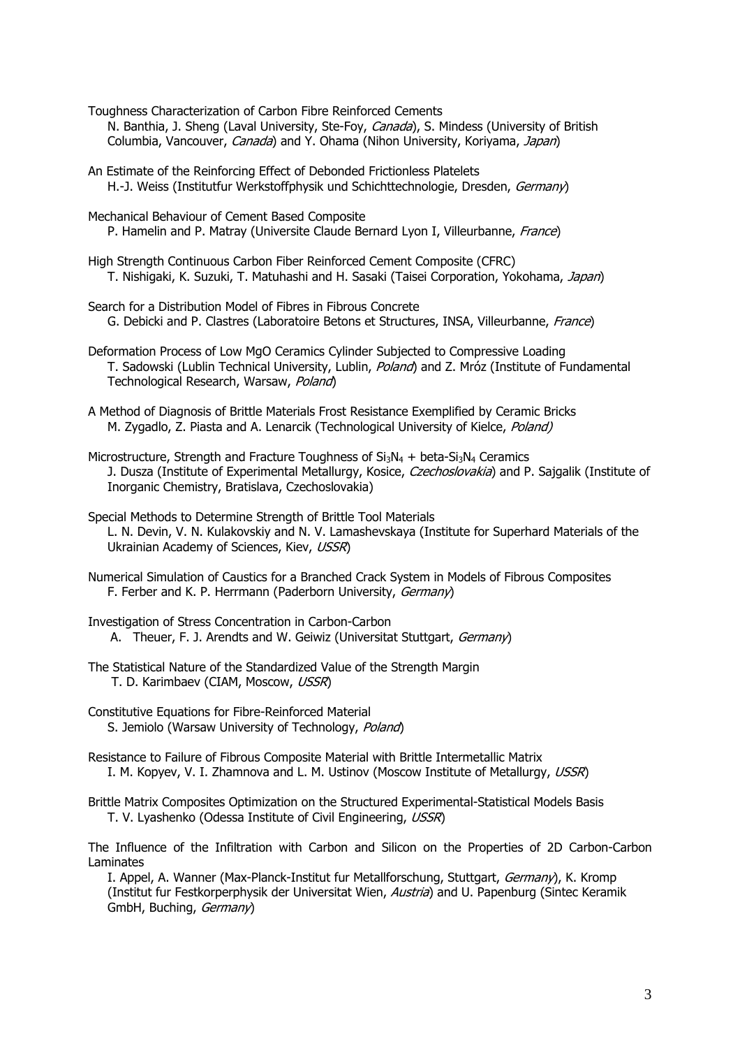Toughness Characterization of Carbon Fibre Reinforced Cements
N. Banthia, J. Sheng (Laval University, Ste-Foy, *Canada*), S. Mindess (University of British Columbia, Vancouver, *Canada*) and Y. Ohama (Nihon University, Koriyama, *Japan*)

An Estimate of the Reinforcing Effect of Debonded Frictionless Platelets
H.-J. Weiss (Institutfur Werkstoffphysik und Schichttechnologie, Dresden, *Germany*)

Mechanical Behaviour of Cement Based Composite
P. Hamelin and P. Matray (Universite Claude Bernard Lyon I, Villeurbanne, *France*)

High Strength Continuous Carbon Fiber Reinforced Cement Composite (CFRC)
T. Nishigaki, K. Suzuki, T. Matuhashi and H. Sasaki (Taisei Corporation, Yokohama, *Japan*)

Search for a Distribution Model of Fibres in Fibrous Concrete
G. Debicki and P. Clastres (Laboratoire Betons et Structures, INSA, Villeurbanne, *France*)

Deformation Process of Low MgO Ceramics Cylinder Subjected to Compressive Loading
T. Sadowski (Lublin Technical University, Lublin, *Poland*) and Z. Mróz (Institute of Fundamental Technological Research, Warsaw, *Poland*)

A Method of Diagnosis of Brittle Materials Frost Resistance Exemplified by Ceramic Bricks
M. Zygadlo, Z. Piasta and A. Lenarcik (Technological University of Kielce, *Poland)*

Microstructure, Strength and Fracture Toughness of $Si_3N_4$ + beta-$Si_3N_4$ Ceramics
J. Dusza (Institute of Experimental Metallurgy, Kosice, *Czechoslovakia*) and P. Sajgalik (Institute of Inorganic Chemistry, Bratislava, Czechoslovakia)

Special Methods to Determine Strength of Brittle Tool Materials
L. N. Devin, V. N. Kulakovskiy and N. V. Lamashevskaya (Institute for Superhard Materials of the Ukrainian Academy of Sciences, Kiev, *USSR*)

Numerical Simulation of Caustics for a Branched Crack System in Models of Fibrous Composites
F. Ferber and K. P. Herrmann (Paderborn University, *Germany*)

Investigation of Stress Concentration in Carbon-Carbon
A. Theuer, F. J. Arendts and W. Geiwiz (Universitat Stuttgart, *Germany*)

The Statistical Nature of the Standardized Value of the Strength Margin
T. D. Karimbaev (CIAM, Moscow, *USSR*)

Constitutive Equations for Fibre-Reinforced Material
S. Jemiolo (Warsaw University of Technology, *Poland*)

Resistance to Failure of Fibrous Composite Material with Brittle Intermetallic Matrix
I. M. Kopyev, V. I. Zhamnova and L. M. Ustinov (Moscow Institute of Metallurgy, *USSR*)

Brittle Matrix Composites Optimization on the Structured Experimental-Statistical Models Basis
T. V. Lyashenko (Odessa Institute of Civil Engineering, *USSR*)

The Influence of the Infiltration with Carbon and Silicon on the Properties of 2D Carbon-Carbon Laminates
I. Appel, A. Wanner (Max-Planck-Institut fur Metallforschung, Stuttgart, *Germany*), K. Kromp (Institut fur Festkorperphysik der Universitat Wien, *Austria*) and U. Papenburg (Sintec Keramik GmbH, Buching, *Germany*)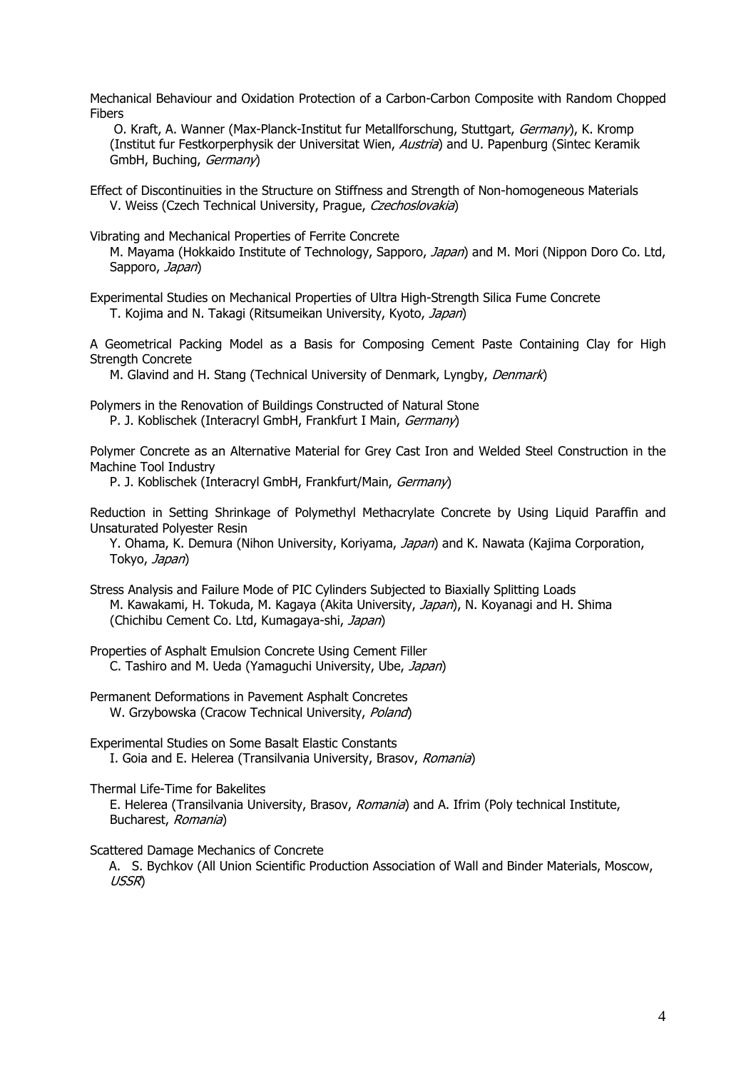Mechanical Behaviour and Oxidation Protection of a Carbon-Carbon Composite with Random Chopped Fibers

O. Kraft, A. Wanner (Max-Planck-Institut fur Metallforschung, Stuttgart, *Germany*), K. Kromp (Institut fur Festkorperphysik der Universitat Wien, *Austria*) and U. Papenburg (Sintec Keramik GmbH, Buching, *Germany*)

Effect of Discontinuities in the Structure on Stiffness and Strength of Non-homogeneous Materials

V. Weiss (Czech Technical University, Prague, *Czechoslovakia*)

Vibrating and Mechanical Properties of Ferrite Concrete

M. Mayama (Hokkaido Institute of Technology, Sapporo, *Japan*) and M. Mori (Nippon Doro Co. Ltd, Sapporo, *Japan*)

Experimental Studies on Mechanical Properties of Ultra High-Strength Silica Fume Concrete

T. Kojima and N. Takagi (Ritsumeikan University, Kyoto, *Japan*)

A Geometrical Packing Model as a Basis for Composing Cement Paste Containing Clay for High Strength Concrete

M. Glavind and H. Stang (Technical University of Denmark, Lyngby, *Denmark*)

Polymers in the Renovation of Buildings Constructed of Natural Stone

P. J. Koblischek (Interacryl GmbH, Frankfurt I Main, *Germany*)

Polymer Concrete as an Alternative Material for Grey Cast Iron and Welded Steel Construction in the Machine Tool Industry

P. J. Koblischek (Interacryl GmbH, Frankfurt/Main, *Germany*)

Reduction in Setting Shrinkage of Polymethyl Methacrylate Concrete by Using Liquid Paraffin and Unsaturated Polyester Resin

Y. Ohama, K. Demura (Nihon University, Koriyama, *Japan*) and K. Nawata (Kajima Corporation, Tokyo, *Japan*)

Stress Analysis and Failure Mode of PIC Cylinders Subjected to Biaxially Splitting Loads

M. Kawakami, H. Tokuda, M. Kagaya (Akita University, *Japan*), N. Koyanagi and H. Shima (Chichibu Cement Co. Ltd, Kumagaya-shi, *Japan*)

Properties of Asphalt Emulsion Concrete Using Cement Filler

C. Tashiro and M. Ueda (Yamaguchi University, Ube, *Japan*)

Permanent Deformations in Pavement Asphalt Concretes

W. Grzybowska (Cracow Technical University, *Poland*)

Experimental Studies on Some Basalt Elastic Constants

I. Goia and E. Helerea (Transilvania University, Brasov, *Romania*)

Thermal Life-Time for Bakelites

E. Helerea (Transilvania University, Brasov, *Romania*) and A. Ifrim (Poly technical Institute, Bucharest, *Romania*)

Scattered Damage Mechanics of Concrete

A. S. Bychkov (All Union Scientific Production Association of Wall and Binder Materials, Moscow, *USSR*)